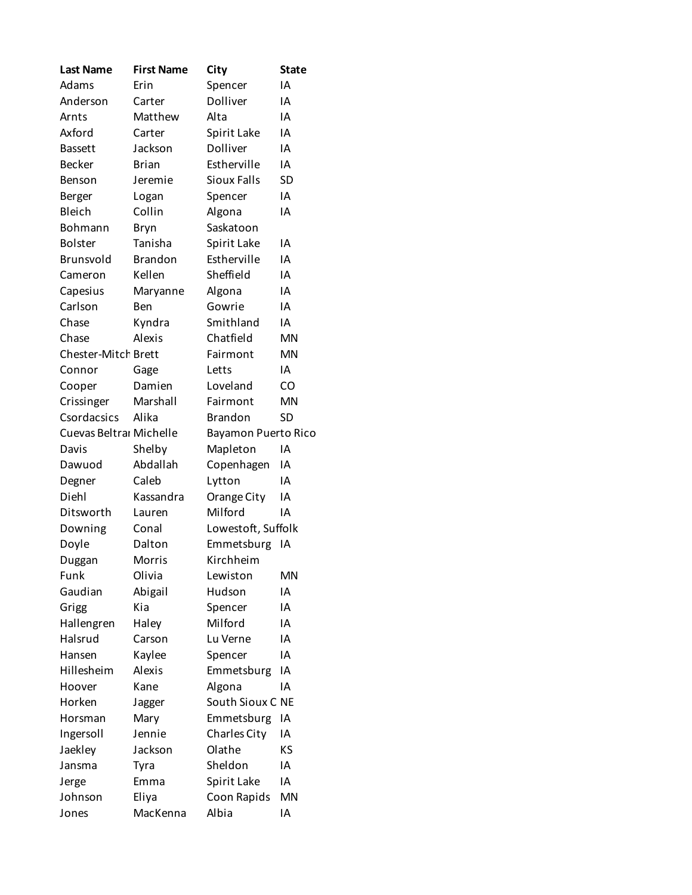| Last Name | First Name | City | State |
|---|---|---|---|
| Adams | Erin | Spencer | IA |
| Anderson | Carter | Dolliver | IA |
| Arnts | Matthew | Alta | IA |
| Axford | Carter | Spirit Lake | IA |
| Bassett | Jackson | Dolliver | IA |
| Becker | Brian | Estherville | IA |
| Benson | Jeremie | Sioux Falls | SD |
| Berger | Logan | Spencer | IA |
| Bleich | Collin | Algona | IA |
| Bohmann | Bryn | Saskatoon | |
| Bolster | Tanisha | Spirit Lake | IA |
| Brunsvold | Brandon | Estherville | IA |
| Cameron | Kellen | Sheffield | IA |
| Capesius | Maryanne | Algona | IA |
| Carlson | Ben | Gowrie | IA |
| Chase | Kyndra | Smithland | IA |
| Chase | Alexis | Chatfield | MN |
| Chester-Mitch | Brett | Fairmont | MN |
| Connor | Gage | Letts | IA |
| Cooper | Damien | Loveland | CO |
| Crissinger | Marshall | Fairmont | MN |
| Csordacsics | Alika | Brandon | SD |
| Cuevas Beltrai | Michelle | Bayamon Puerto Rico | |
| Davis | Shelby | Mapleton | IA |
| Dawuod | Abdallah | Copenhagen | IA |
| Degner | Caleb | Lytton | IA |
| Diehl | Kassandra | Orange City | IA |
| Ditsworth | Lauren | Milford | IA |
| Downing | Conal | Lowestoft, Suffolk | |
| Doyle | Dalton | Emmetsburg | IA |
| Duggan | Morris | Kirchheim | |
| Funk | Olivia | Lewiston | MN |
| Gaudian | Abigail | Hudson | IA |
| Grigg | Kia | Spencer | IA |
| Hallengren | Haley | Milford | IA |
| Halsrud | Carson | Lu Verne | IA |
| Hansen | Kaylee | Spencer | IA |
| Hillesheim | Alexis | Emmetsburg | IA |
| Hoover | Kane | Algona | IA |
| Horken | Jagger | South Sioux C | NE |
| Horsman | Mary | Emmetsburg | IA |
| Ingersoll | Jennie | Charles City | IA |
| Jaekley | Jackson | Olathe | KS |
| Jansma | Tyra | Sheldon | IA |
| Jerge | Emma | Spirit Lake | IA |
| Johnson | Eliya | Coon Rapids | MN |
| Jones | MacKenna | Albia | IA |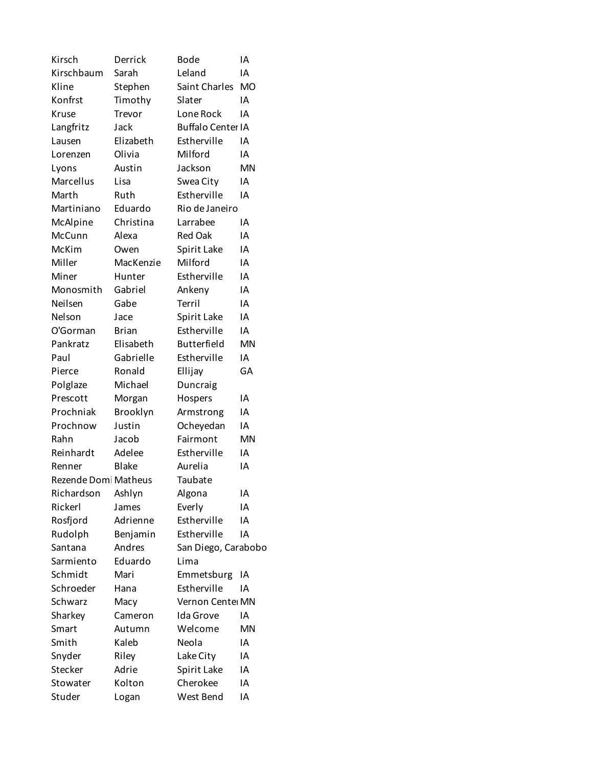| Kirsch | Derrick | Bode | IA |
|---|---|---|---|
| Kirschbaum | Sarah | Leland | IA |
| Kline | Stephen | Saint Charles | MO |
| Konfrst | Timothy | Slater | IA |
| Kruse | Trevor | Lone Rock | IA |
| Langfritz | Jack | Buffalo Center | IA |
| Lausen | Elizabeth | Estherville | IA |
| Lorenzen | Olivia | Milford | IA |
| Lyons | Austin | Jackson | MN |
| Marcellus | Lisa | Swea City | IA |
| Marth | Ruth | Estherville | IA |
| Martiniano | Eduardo | Rio de Janeiro | |
| McAlpine | Christina | Larrabee | IA |
| McCunn | Alexa | Red Oak | IA |
| McKim | Owen | Spirit Lake | IA |
| Miller | MacKenzie | Milford | IA |
| Miner | Hunter | Estherville | IA |
| Monosmith | Gabriel | Ankeny | IA |
| Neilsen | Gabe | Terril | IA |
| Nelson | Jace | Spirit Lake | IA |
| O'Gorman | Brian | Estherville | IA |
| Pankratz | Elisabeth | Butterfield | MN |
| Paul | Gabrielle | Estherville | IA |
| Pierce | Ronald | Ellijay | GA |
| Polglaze | Michael | Duncraig | |
| Prescott | Morgan | Hospers | IA |
| Prochniak | Brooklyn | Armstrong | IA |
| Prochnow | Justin | Ocheyedan | IA |
| Rahn | Jacob | Fairmont | MN |
| Reinhardt | Adelee | Estherville | IA |
| Renner | Blake | Aurelia | IA |
| Rezende Domi | Matheus | Taubate | |
| Richardson | Ashlyn | Algona | IA |
| Rickerl | James | Everly | IA |
| Rosfjord | Adrienne | Estherville | IA |
| Rudolph | Benjamin | Estherville | IA |
| Santana | Andres | San Diego, Carabobo | |
| Sarmiento | Eduardo | Lima | |
| Schmidt | Mari | Emmetsburg | IA |
| Schroeder | Hana | Estherville | IA |
| Schwarz | Macy | Vernon Center | MN |
| Sharkey | Cameron | Ida Grove | IA |
| Smart | Autumn | Welcome | MN |
| Smith | Kaleb | Neola | IA |
| Snyder | Riley | Lake City | IA |
| Stecker | Adrie | Spirit Lake | IA |
| Stowater | Kolton | Cherokee | IA |
| Studer | Logan | West Bend | IA |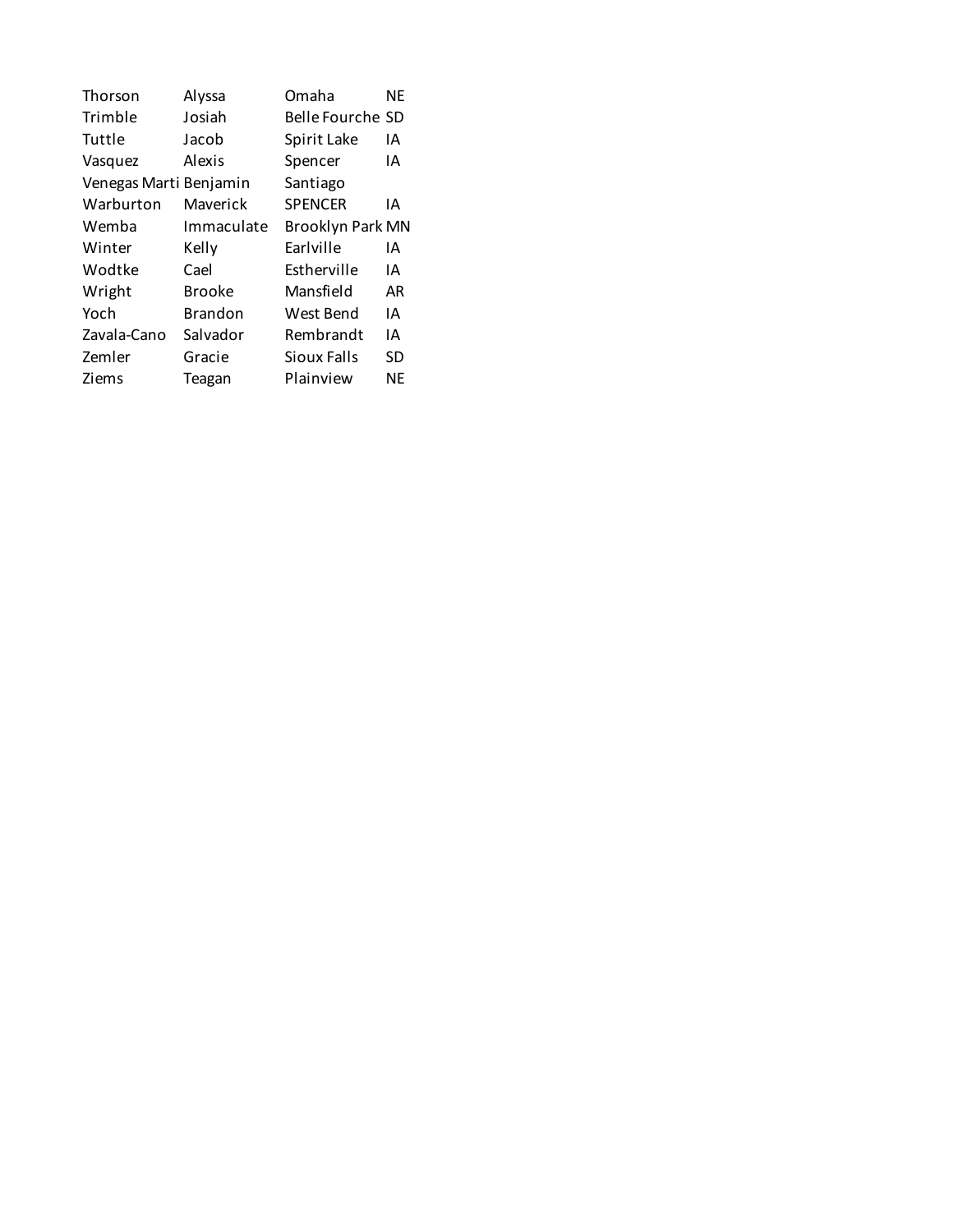| | | | |
|---|---|---|---|
| Thorson | Alyssa | Omaha | NE |
| Trimble | Josiah | Belle Fourche | SD |
| Tuttle | Jacob | Spirit Lake | IA |
| Vasquez | Alexis | Spencer | IA |
| Venegas Marti | Benjamin | Santiago | |
| Warburton | Maverick | SPENCER | IA |
| Wemba | Immaculate | Brooklyn Park | MN |
| Winter | Kelly | Earlville | IA |
| Wodtke | Cael | Estherville | IA |
| Wright | Brooke | Mansfield | AR |
| Yoch | Brandon | West Bend | IA |
| Zavala-Cano | Salvador | Rembrandt | IA |
| Zemler | Gracie | Sioux Falls | SD |
| Ziems | Teagan | Plainview | NE |